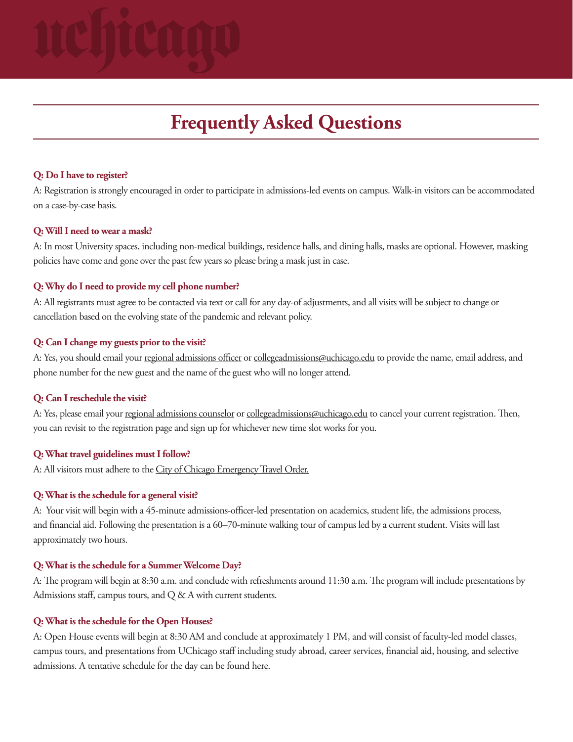# Frequently Asked Questions

**Q: Do I have to register?**

A: Registration is strongly encouraged in order to participate in admissions-led events on campus. Walk-in visitors can be accommodated on a case-by-case basis.

**Q: Will I need to wear a mask?**

A: In most University spaces, including non-medical buildings, residence halls, and dining halls, masks are optional. However, masking policies have come and gone over the past few years so please bring a mask just in case.

**Q: Why do I need to provide my cell phone number?**

A: All registrants must agree to be contacted via text or call for any day-of adjustments, and all visits will be subject to change or cancellation based on the evolving state of the pandemic and relevant policy.

**Q: Can I change my guests prior to the visit?**

A: Yes, you should email your regional admissions officer or collegeadmissions@uchicago.edu to provide the name, email address, and phone number for the new guest and the name of the guest who will no longer attend.

**Q: Can I reschedule the visit?**

A: Yes, please email your regional admissions counselor or collegeadmissions@uchicago.edu to cancel your current registration. Then, you can revisit to the registration page and sign up for whichever new time slot works for you.

**Q: What travel guidelines must I follow?**

A: All visitors must adhere to the City of Chicago Emergency Travel Order.

**Q: What is the schedule for a general visit?**

A: Your visit will begin with a 45-minute admissions-officer-led presentation on academics, student life, the admissions process, and financial aid. Following the presentation is a 60–70-minute walking tour of campus led by a current student. Visits will last approximately two hours.

**Q: What is the schedule for a Summer Welcome Day?**

A: The program will begin at 8:30 a.m. and conclude with refreshments around 11:30 a.m. The program will include presentations by Admissions staff, campus tours, and Q & A with current students.

**Q: What is the schedule for the Open Houses?**

A: Open House events will begin at 8:30 AM and conclude at approximately 1 PM, and will consist of faculty-led model classes, campus tours, and presentations from UChicago staff including study abroad, career services, financial aid, housing, and selective admissions. A tentative schedule for the day can be found here.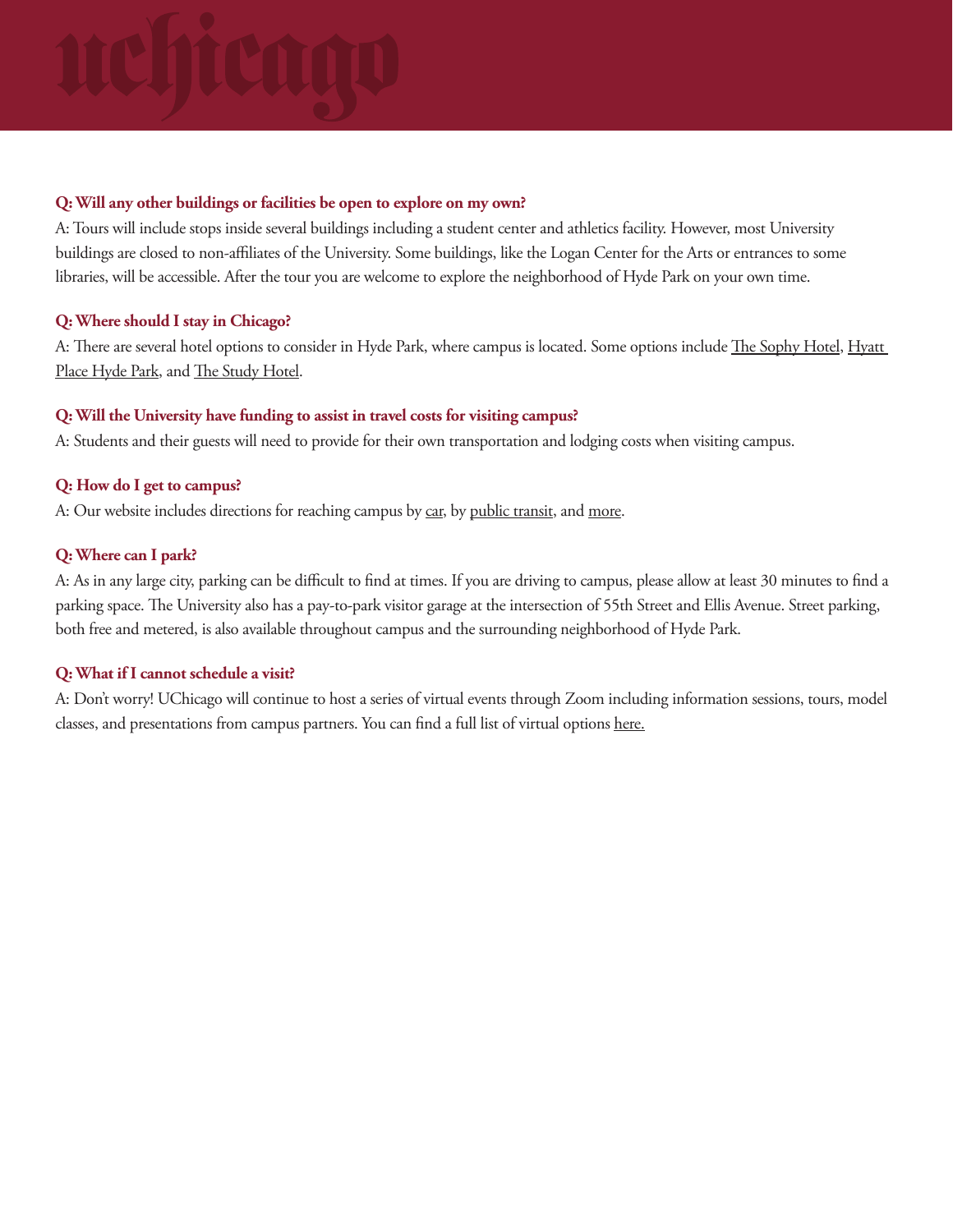**Q: Will any other buildings or facilities be open to explore on my own?**

A: Tours will include stops inside several buildings including a student center and athletics facility. However, most University buildings are closed to non-affiliates of the University. Some buildings, like the Logan Center for the Arts or entrances to some libraries, will be accessible. After the tour you are welcome to explore the neighborhood of Hyde Park on your own time.

**Q: Where should I stay in Chicago?**

A: There are several hotel options to consider in Hyde Park, where campus is located. Some options include The Sophy Hotel, Hyatt Place Hyde Park, and The Study Hotel.

**Q: Will the University have funding to assist in travel costs for visiting campus?**

A: Students and their guests will need to provide for their own transportation and lodging costs when visiting campus.

**Q: How do I get to campus?**

A: Our website includes directions for reaching campus by car, by public transit, and more.

**Q: Where can I park?**

A: As in any large city, parking can be difficult to find at times. If you are driving to campus, please allow at least 30 minutes to find a parking space. The University also has a pay-to-park visitor garage at the intersection of 55th Street and Ellis Avenue. Street parking, both free and metered, is also available throughout campus and the surrounding neighborhood of Hyde Park.

**Q: What if I cannot schedule a visit?**

A: Don't worry! UChicago will continue to host a series of virtual events through Zoom including information sessions, tours, model classes, and presentations from campus partners. You can find a full list of virtual options here.